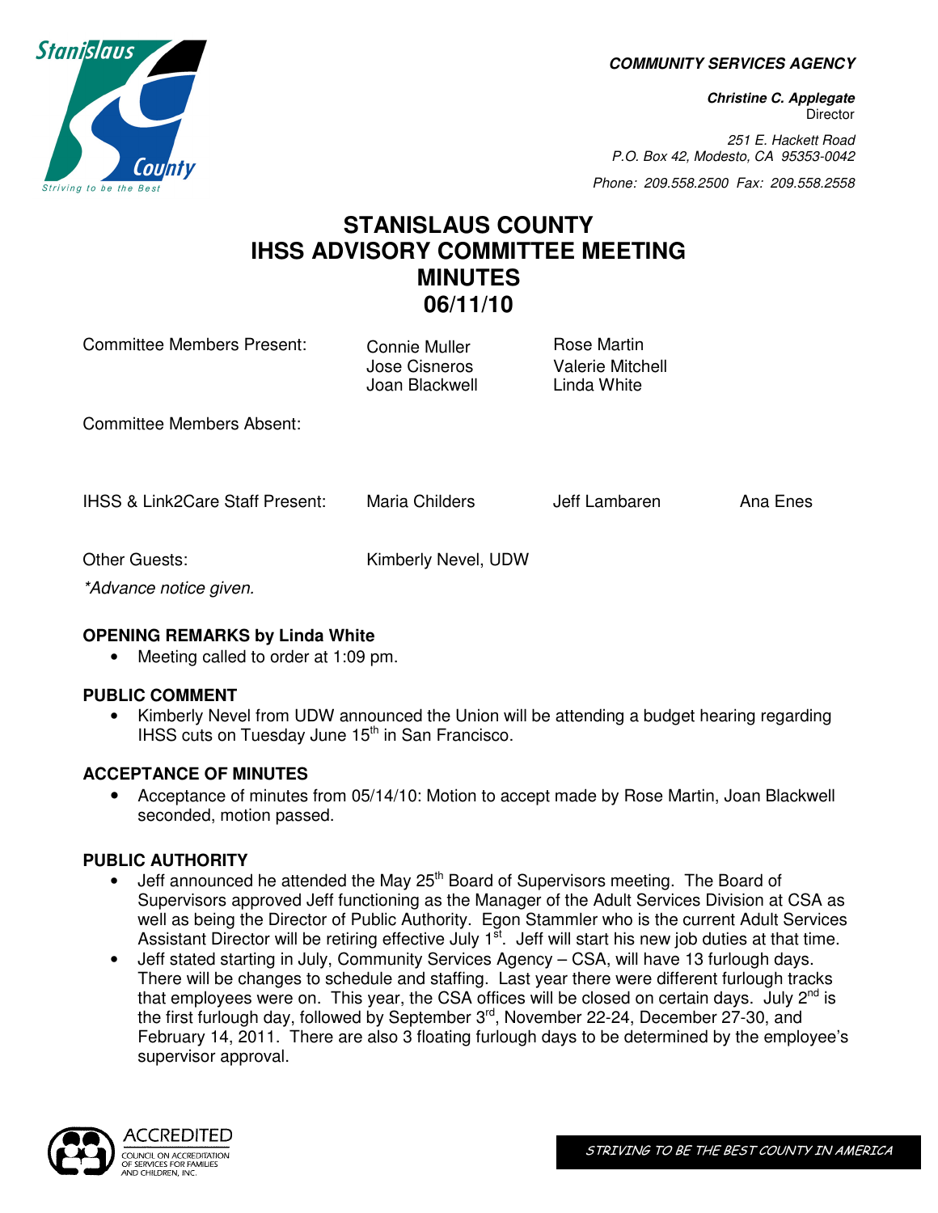**COMMUNITY SERVICES AGENCY**

**Christine C. Applegate**
Director

251 E. Hackett Road
P.O. Box 42, Modesto, CA 95353-0042

Phone: 209.558.2500 Fax: 209.558.2558

# STANISLAUS COUNTY IHSS ADVISORY COMMITTEE MEETING MINUTES 06/11/10

| | | | |
|---|---|---|---|
| Committee Members Present: | Connie Muller<br>Jose Cisneros<br>Joan Blackwell | Rose Martin<br>Valerie Mitchell<br>Linda White | |
| Committee Members Absent: | | | |
| IHSS & Link2Care Staff Present: | Maria Childers | Jeff Lambaren | Ana Enes |
| Other Guests: | Kimberly Nevel, UDW | | |

*\*Advance notice given.*

**OPENING REMARKS by Linda White**

- Meeting called to order at 1:09 pm.

**PUBLIC COMMENT**

- Kimberly Nevel from UDW announced the Union will be attending a budget hearing regarding IHSS cuts on Tuesday June 15th in San Francisco.

**ACCEPTANCE OF MINUTES**

- Acceptance of minutes from 05/14/10: Motion to accept made by Rose Martin, Joan Blackwell seconded, motion passed.

**PUBLIC AUTHORITY**

- Jeff announced he attended the May 25th Board of Supervisors meeting. The Board of Supervisors approved Jeff functioning as the Manager of the Adult Services Division at CSA as well as being the Director of Public Authority. Egon Stammler who is the current Adult Services Assistant Director will be retiring effective July 1st. Jeff will start his new job duties at that time.
- Jeff stated starting in July, Community Services Agency – CSA, will have 13 furlough days. There will be changes to schedule and staffing. Last year there were different furlough tracks that employees were on. This year, the CSA offices will be closed on certain days. July 2nd is the first furlough day, followed by September 3rd, November 22-24, December 27-30, and February 14, 2011. There are also 3 floating furlough days to be determined by the employee's supervisor approval.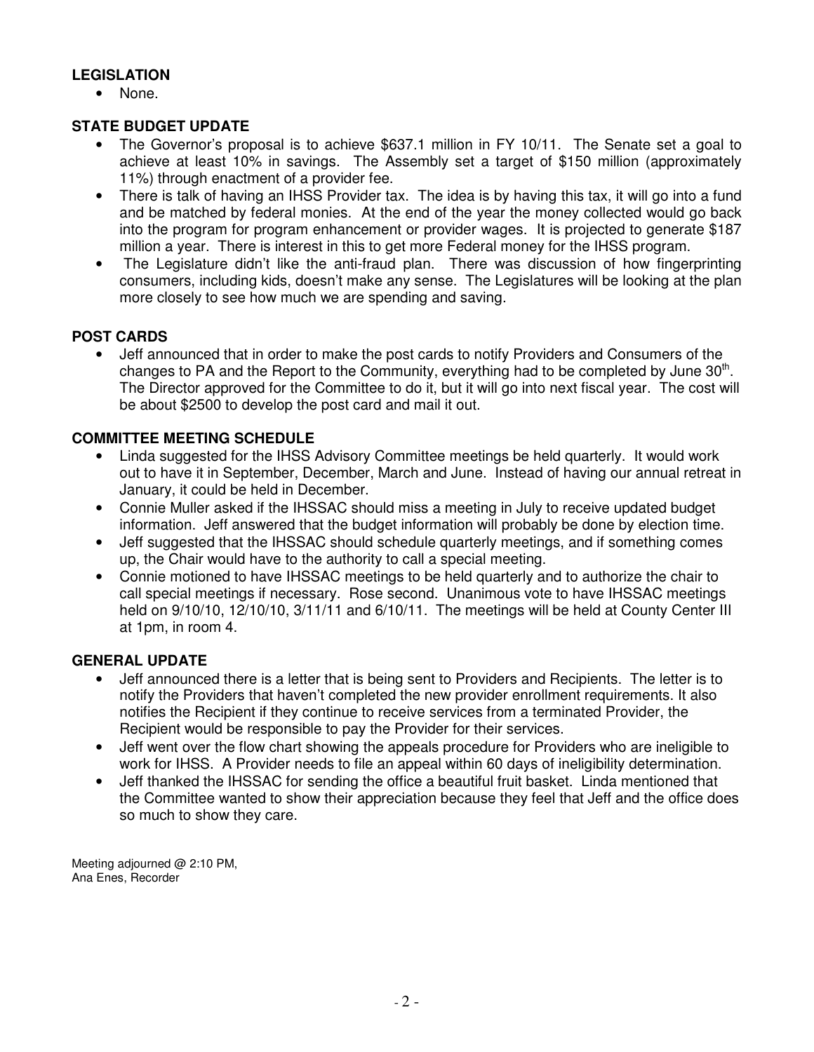**LEGISLATION**

- None.

**STATE BUDGET UPDATE**

- The Governor's proposal is to achieve $637.1 million in FY 10/11. The Senate set a goal to achieve at least 10% in savings. The Assembly set a target of $150 million (approximately 11%) through enactment of a provider fee.
- There is talk of having an IHSS Provider tax. The idea is by having this tax, it will go into a fund and be matched by federal monies. At the end of the year the money collected would go back into the program for program enhancement or provider wages. It is projected to generate $187 million a year. There is interest in this to get more Federal money for the IHSS program.
- The Legislature didn't like the anti-fraud plan. There was discussion of how fingerprinting consumers, including kids, doesn't make any sense. The Legislatures will be looking at the plan more closely to see how much we are spending and saving.

**POST CARDS**

- Jeff announced that in order to make the post cards to notify Providers and Consumers of the changes to PA and the Report to the Community, everything had to be completed by June 30th. The Director approved for the Committee to do it, but it will go into next fiscal year. The cost will be about $2500 to develop the post card and mail it out.

**COMMITTEE MEETING SCHEDULE**

- Linda suggested for the IHSS Advisory Committee meetings be held quarterly. It would work out to have it in September, December, March and June. Instead of having our annual retreat in January, it could be held in December.
- Connie Muller asked if the IHSSAC should miss a meeting in July to receive updated budget information. Jeff answered that the budget information will probably be done by election time.
- Jeff suggested that the IHSSAC should schedule quarterly meetings, and if something comes up, the Chair would have to the authority to call a special meeting.
- Connie motioned to have IHSSAC meetings to be held quarterly and to authorize the chair to call special meetings if necessary. Rose second. Unanimous vote to have IHSSAC meetings held on 9/10/10, 12/10/10, 3/11/11 and 6/10/11. The meetings will be held at County Center III at 1pm, in room 4.

**GENERAL UPDATE**

- Jeff announced there is a letter that is being sent to Providers and Recipients. The letter is to notify the Providers that haven't completed the new provider enrollment requirements. It also notifies the Recipient if they continue to receive services from a terminated Provider, the Recipient would be responsible to pay the Provider for their services.
- Jeff went over the flow chart showing the appeals procedure for Providers who are ineligible to work for IHSS. A Provider needs to file an appeal within 60 days of ineligibility determination.
- Jeff thanked the IHSSAC for sending the office a beautiful fruit basket. Linda mentioned that the Committee wanted to show their appreciation because they feel that Jeff and the office does so much to show they care.

Meeting adjourned @ 2:10 PM,
Ana Enes, Recorder